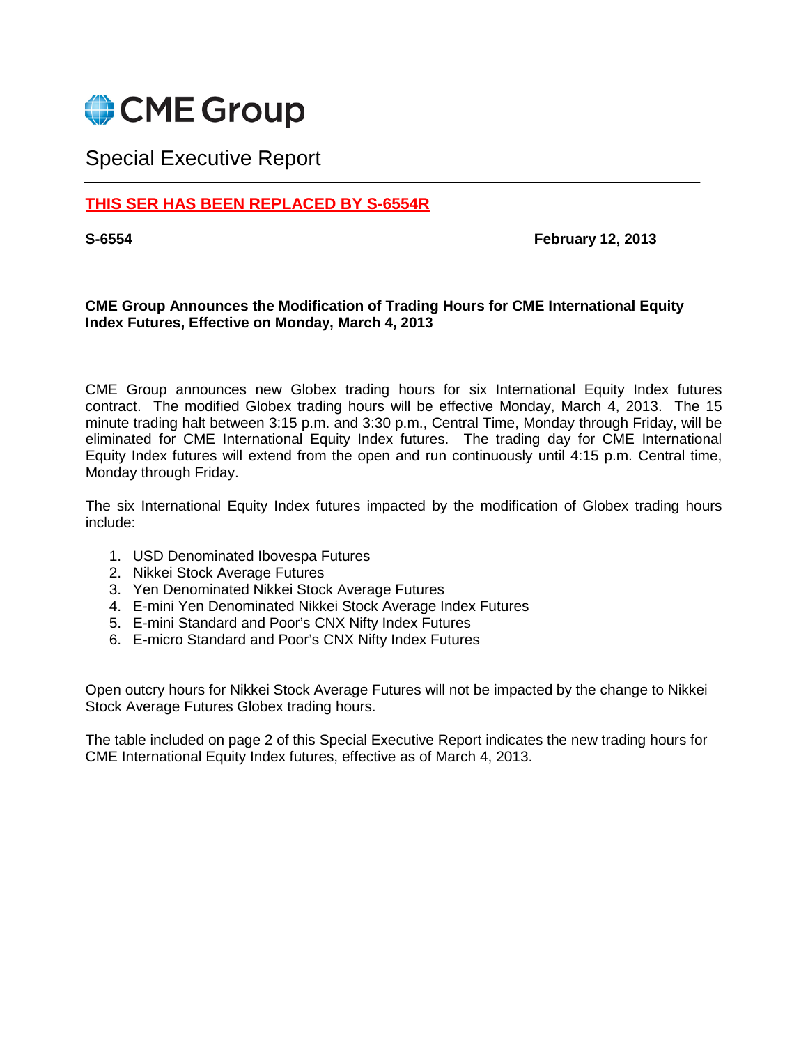# CME Group

## Special Executive Report

**THIS SER HAS BEEN REPLACED BY S-6554R**

**S-6554** **February 12, 2013**

**CME Group Announces the Modification of Trading Hours for CME International Equity Index Futures, Effective on Monday, March 4, 2013**

CME Group announces new Globex trading hours for six International Equity Index futures contract. The modified Globex trading hours will be effective Monday, March 4, 2013. The 15 minute trading halt between 3:15 p.m. and 3:30 p.m., Central Time, Monday through Friday, will be eliminated for CME International Equity Index futures. The trading day for CME International Equity Index futures will extend from the open and run continuously until 4:15 p.m. Central time, Monday through Friday.

The six International Equity Index futures impacted by the modification of Globex trading hours include:

1. USD Denominated Ibovespa Futures
2. Nikkei Stock Average Futures
3. Yen Denominated Nikkei Stock Average Futures
4. E-mini Yen Denominated Nikkei Stock Average Index Futures
5. E-mini Standard and Poor's CNX Nifty Index Futures
6. E-micro Standard and Poor's CNX Nifty Index Futures

Open outcry hours for Nikkei Stock Average Futures will not be impacted by the change to Nikkei Stock Average Futures Globex trading hours.

The table included on page 2 of this Special Executive Report indicates the new trading hours for CME International Equity Index futures, effective as of March 4, 2013.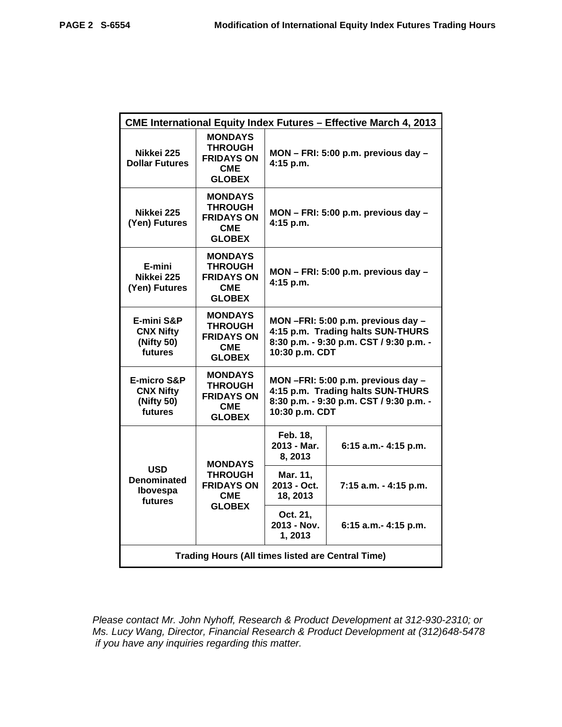| CME International Equity Index Futures – Effective March 4, 2013 | | | |
|---|---|---|---|
| Nikkei 225 Dollar Futures | MONDAYS THROUGH FRIDAYS ON CME GLOBEX | MON – FRI: 5:00 p.m. previous day – 4:15 p.m. | |
| Nikkei 225 (Yen) Futures | MONDAYS THROUGH FRIDAYS ON CME GLOBEX | MON – FRI: 5:00 p.m. previous day – 4:15 p.m. | |
| E-mini Nikkei 225 (Yen) Futures | MONDAYS THROUGH FRIDAYS ON CME GLOBEX | MON – FRI: 5:00 p.m. previous day – 4:15 p.m. | |
| E-mini S&P CNX Nifty (Nifty 50) futures | MONDAYS THROUGH FRIDAYS ON CME GLOBEX | MON –FRI: 5:00 p.m. previous day – 4:15 p.m. Trading halts SUN-THURS 8:30 p.m. - 9:30 p.m. CST / 9:30 p.m. - 10:30 p.m. CDT | |
| E-micro S&P CNX Nifty (Nifty 50) futures | MONDAYS THROUGH FRIDAYS ON CME GLOBEX | MON –FRI: 5:00 p.m. previous day – 4:15 p.m. Trading halts SUN-THURS 8:30 p.m. - 9:30 p.m. CST / 9:30 p.m. - 10:30 p.m. CDT | |
| USD Denominated Ibovespa futures | MONDAYS THROUGH FRIDAYS ON CME GLOBEX | Feb. 18, 2013 - Mar. 8, 2013 | 6:15 a.m.- 4:15 p.m. |
| | | Mar. 11, 2013 - Oct. 18, 2013 | 7:15 a.m. - 4:15 p.m. |
| | | Oct. 21, 2013 - Nov. 1, 2013 | 6:15 a.m.- 4:15 p.m. |
| Trading Hours (All times listed are Central Time) | | | |

*Please contact Mr. John Nyhoff, Research & Product Development at 312-930-2310; or Ms. Lucy Wang, Director, Financial Research & Product Development at (312)648-5478 if you have any inquiries regarding this matter.*